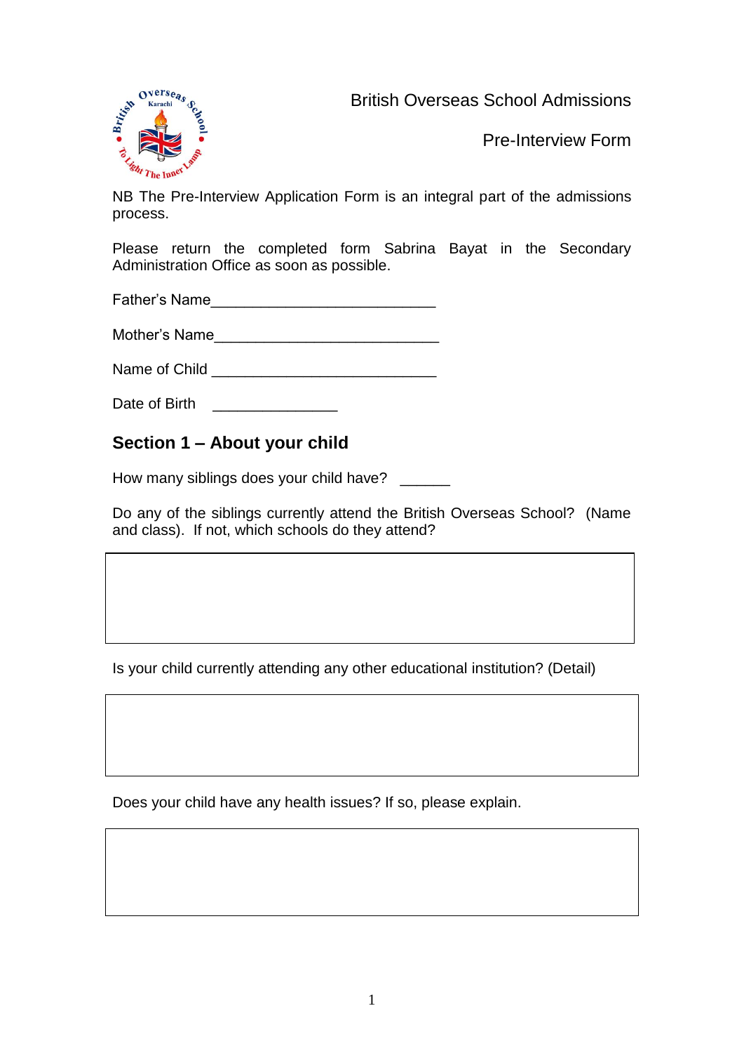British Overseas School Admissions

Pre-Interview Form

NB The Pre-Interview Application Form is an integral part of the admissions process.

Please return the completed form Sabrina Bayat in the Secondary Administration Office as soon as possible.

Father's Name___________________________

Mother's Name___________________________

Name of Child ___________________________

Date of Birth _______________

## Section 1 – About your child

How many siblings does your child have? ______

Do any of the siblings currently attend the British Overseas School? (Name and class). If not, which schools do they attend?

|   |
|---|
|   |

Is your child currently attending any other educational institution? (Detail)

|   |
|---|
|   |

Does your child have any health issues? If so, please explain.

|   |
|---|
|   |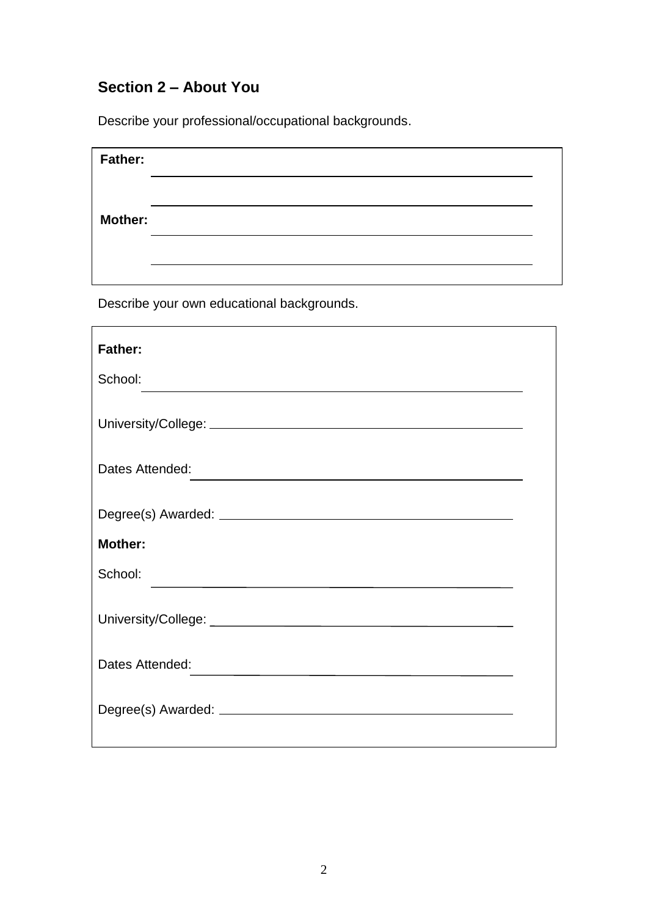## Section 2 – About You

Describe your professional/occupational backgrounds.

**Father:** ______________________________________________

______________________________________________

**Mother:** ______________________________________________

______________________________________________

Describe your own educational backgrounds.

**Father:**

School: ______________________________________________

University/College: ______________________________________________

Dates Attended: ______________________________________________

Degree(s) Awarded: ______________________________________________

**Mother:**

School: ______________________________________________

University/College: ______________________________________________

Dates Attended: ______________________________________________

Degree(s) Awarded: ______________________________________________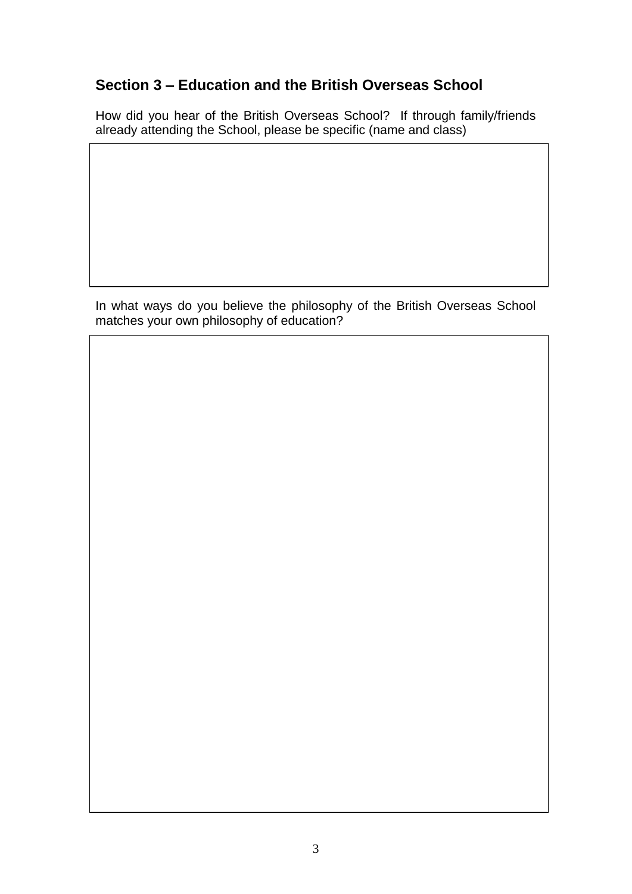## Section 3 – Education and the British Overseas School

How did you hear of the British Overseas School? If through family/friends already attending the School, please be specific (name and class)

In what ways do you believe the philosophy of the British Overseas School matches your own philosophy of education?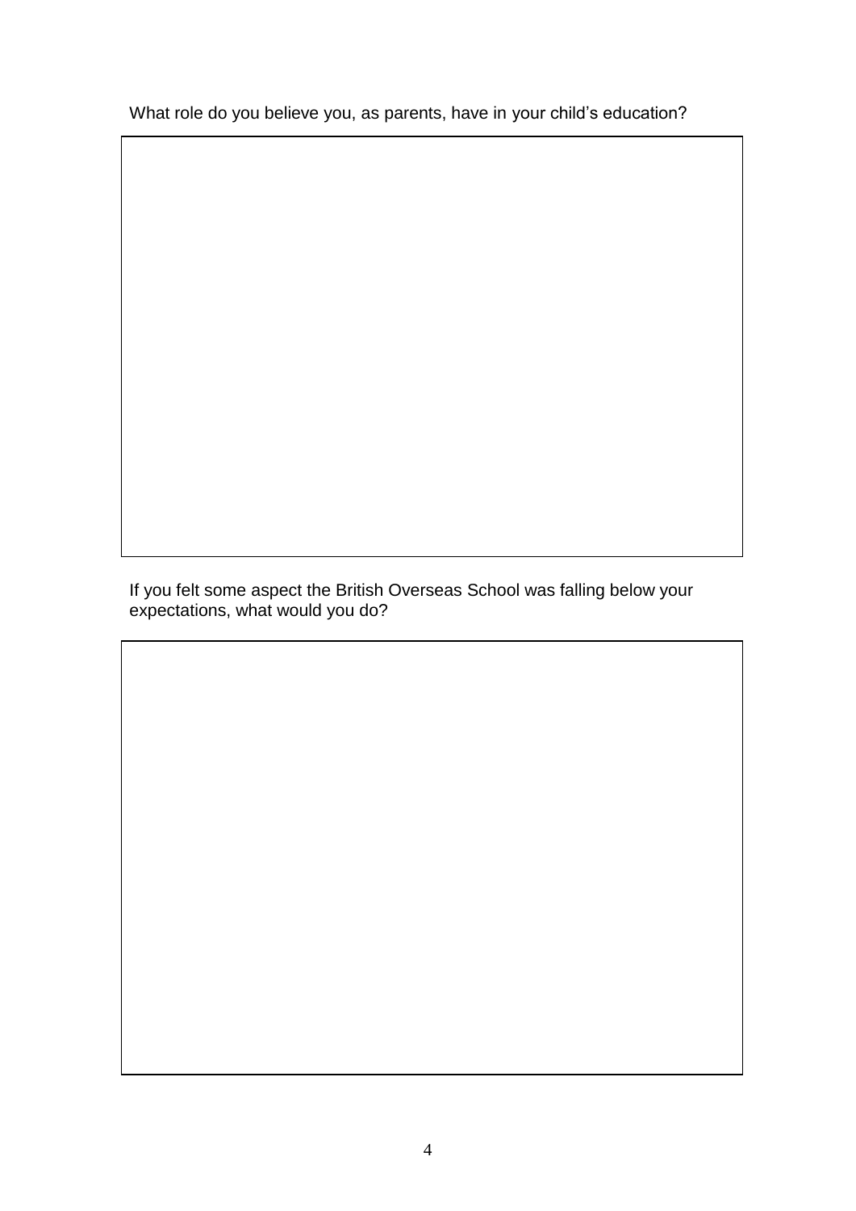What role do you believe you, as parents, have in your child's education?

If you felt some aspect the British Overseas School was falling below your expectations, what would you do?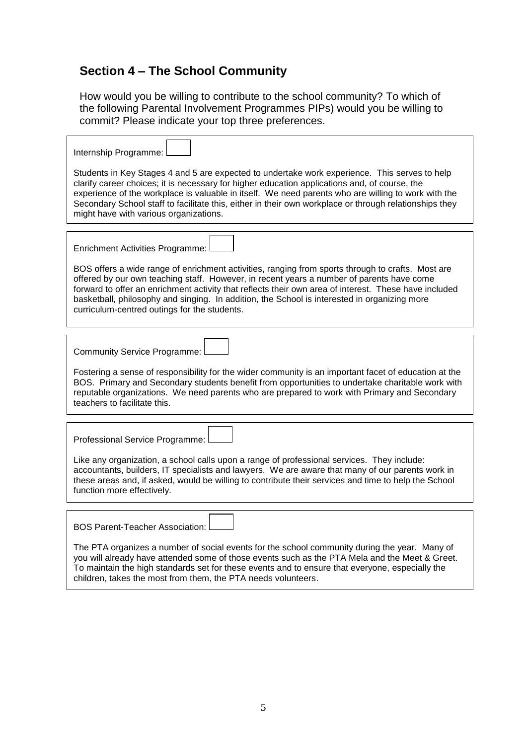## Section 4 – The School Community

How would you be willing to contribute to the school community? To which of the following Parental Involvement Programmes PIPs) would you be willing to commit? Please indicate your top three preferences.

Internship Programme: ☐

Students in Key Stages 4 and 5 are expected to undertake work experience. This serves to help clarify career choices; it is necessary for higher education applications and, of course, the experience of the workplace is valuable in itself. We need parents who are willing to work with the Secondary School staff to facilitate this, either in their own workplace or through relationships they might have with various organizations.

Enrichment Activities Programme: ☐

BOS offers a wide range of enrichment activities, ranging from sports through to crafts. Most are offered by our own teaching staff. However, in recent years a number of parents have come forward to offer an enrichment activity that reflects their own area of interest. These have included basketball, philosophy and singing. In addition, the School is interested in organizing more curriculum-centred outings for the students.

Community Service Programme: ☐

Fostering a sense of responsibility for the wider community is an important facet of education at the BOS. Primary and Secondary students benefit from opportunities to undertake charitable work with reputable organizations. We need parents who are prepared to work with Primary and Secondary teachers to facilitate this.

Professional Service Programme: ☐

Like any organization, a school calls upon a range of professional services. They include: accountants, builders, IT specialists and lawyers. We are aware that many of our parents work in these areas and, if asked, would be willing to contribute their services and time to help the School function more effectively.

BOS Parent-Teacher Association: ☐

The PTA organizes a number of social events for the school community during the year. Many of you will already have attended some of those events such as the PTA Mela and the Meet & Greet. To maintain the high standards set for these events and to ensure that everyone, especially the children, takes the most from them, the PTA needs volunteers.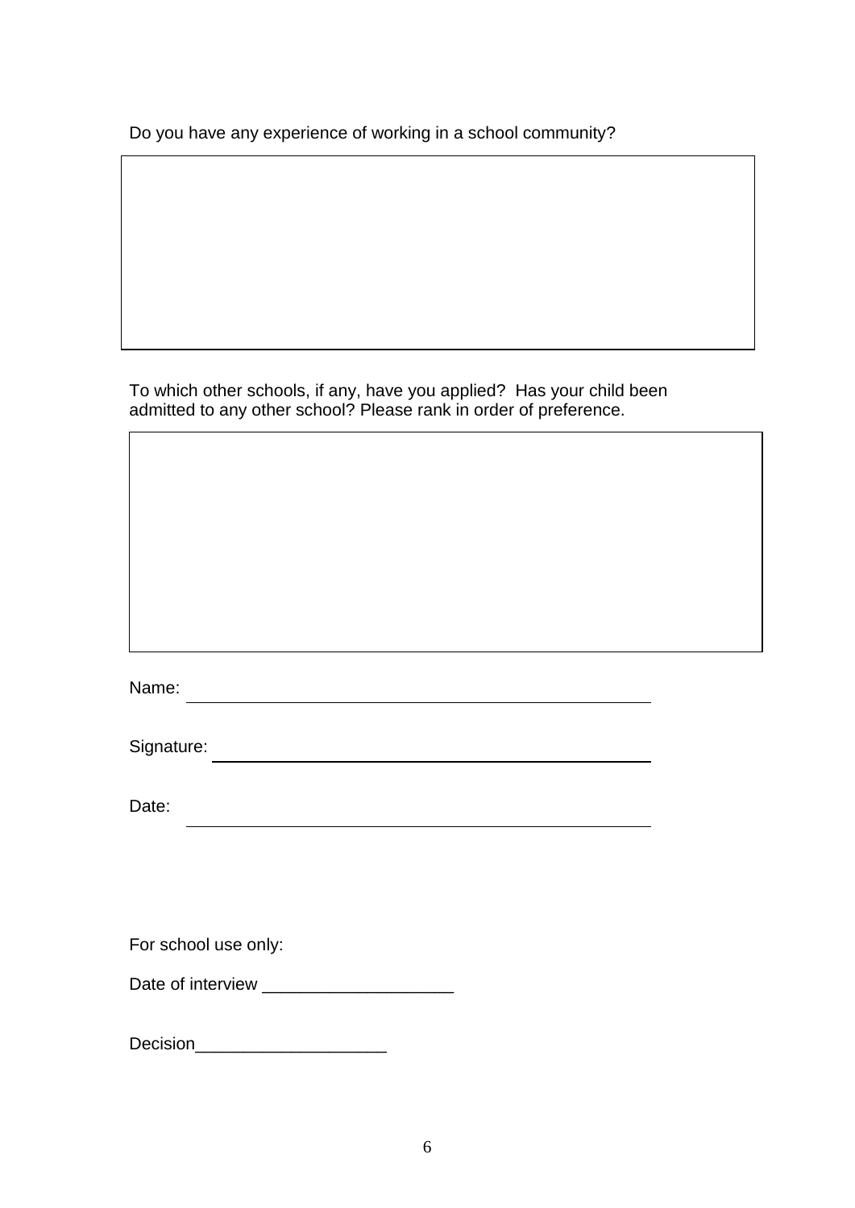Do you have any experience of working in a school community?

To which other schools, if any, have you applied?  Has your child been admitted to any other school? Please rank in order of preference.

Name: ______________________________________________

Signature: __________________________________________

Date: ______________________________________________

For school use only:

Date of interview ____________________

Decision____________________